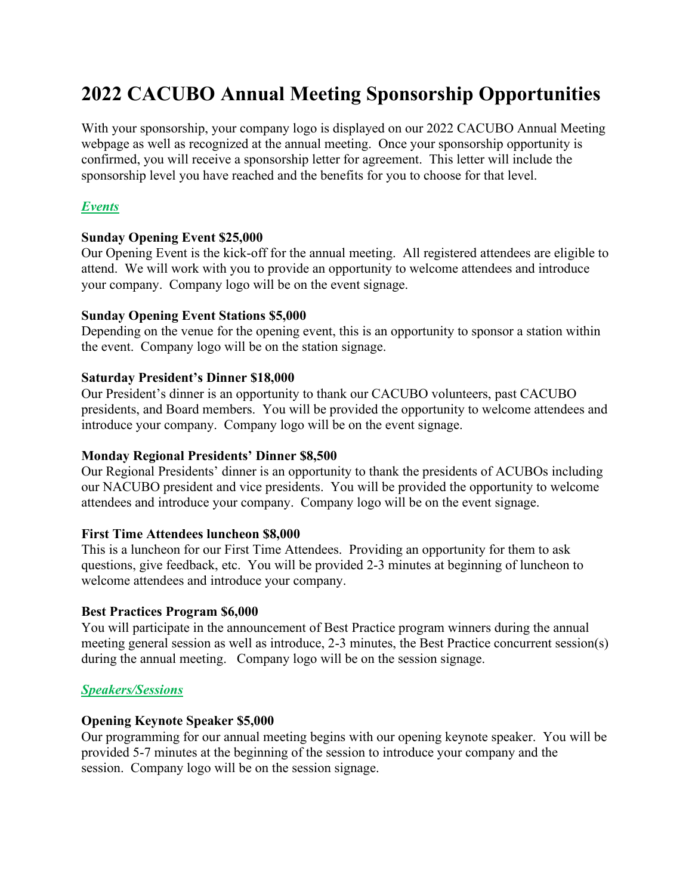# 2022 CACUBO Annual Meeting Sponsorship Opportunities

With your sponsorship, your company logo is displayed on our 2022 CACUBO Annual Meeting webpage as well as recognized at the annual meeting. Once your sponsorship opportunity is confirmed, you will receive a sponsorship letter for agreement. This letter will include the sponsorship level you have reached and the benefits for you to choose for that level.

## *Events*

**Sunday Opening Event $25,000**
Our Opening Event is the kick-off for the annual meeting. All registered attendees are eligible to attend. We will work with you to provide an opportunity to welcome attendees and introduce your company. Company logo will be on the event signage.

**Sunday Opening Event Stations $5,000**
Depending on the venue for the opening event, this is an opportunity to sponsor a station within the event. Company logo will be on the station signage.

**Saturday President's Dinner $18,000**
Our President's dinner is an opportunity to thank our CACUBO volunteers, past CACUBO presidents, and Board members. You will be provided the opportunity to welcome attendees and introduce your company. Company logo will be on the event signage.

**Monday Regional Presidents' Dinner $8,500**
Our Regional Presidents' dinner is an opportunity to thank the presidents of ACUBOs including our NACUBO president and vice presidents. You will be provided the opportunity to welcome attendees and introduce your company. Company logo will be on the event signage.

**First Time Attendees luncheon $8,000**
This is a luncheon for our First Time Attendees. Providing an opportunity for them to ask questions, give feedback, etc. You will be provided 2-3 minutes at beginning of luncheon to welcome attendees and introduce your company.

**Best Practices Program $6,000**
You will participate in the announcement of Best Practice program winners during the annual meeting general session as well as introduce, 2-3 minutes, the Best Practice concurrent session(s) during the annual meeting. Company logo will be on the session signage.

## *Speakers/Sessions*

**Opening Keynote Speaker $5,000**
Our programming for our annual meeting begins with our opening keynote speaker. You will be provided 5-7 minutes at the beginning of the session to introduce your company and the session. Company logo will be on the session signage.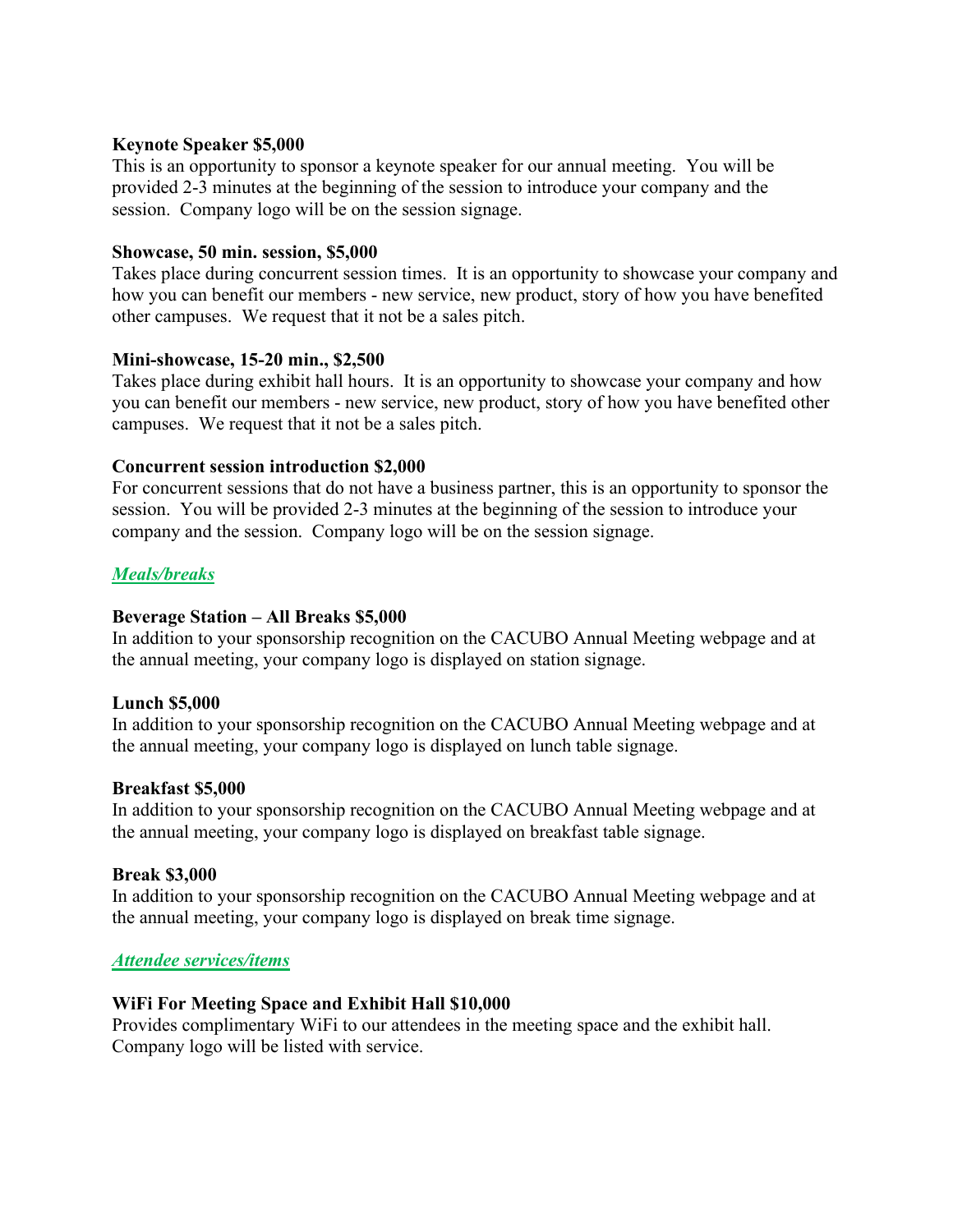**Keynote Speaker $5,000**
This is an opportunity to sponsor a keynote speaker for our annual meeting. You will be provided 2-3 minutes at the beginning of the session to introduce your company and the session. Company logo will be on the session signage.

**Showcase, 50 min. session, $5,000**
Takes place during concurrent session times. It is an opportunity to showcase your company and how you can benefit our members - new service, new product, story of how you have benefited other campuses. We request that it not be a sales pitch.

**Mini-showcase, 15-20 min., $2,500**
Takes place during exhibit hall hours. It is an opportunity to showcase your company and how you can benefit our members - new service, new product, story of how you have benefited other campuses. We request that it not be a sales pitch.

**Concurrent session introduction $2,000**
For concurrent sessions that do not have a business partner, this is an opportunity to sponsor the session. You will be provided 2-3 minutes at the beginning of the session to introduce your company and the session. Company logo will be on the session signage.

***Meals/breaks***

**Beverage Station – All Breaks $5,000**
In addition to your sponsorship recognition on the CACUBO Annual Meeting webpage and at the annual meeting, your company logo is displayed on station signage.

**Lunch $5,000**
In addition to your sponsorship recognition on the CACUBO Annual Meeting webpage and at the annual meeting, your company logo is displayed on lunch table signage.

**Breakfast $5,000**
In addition to your sponsorship recognition on the CACUBO Annual Meeting webpage and at the annual meeting, your company logo is displayed on breakfast table signage.

**Break $3,000**
In addition to your sponsorship recognition on the CACUBO Annual Meeting webpage and at the annual meeting, your company logo is displayed on break time signage.

***Attendee services/items***

**WiFi For Meeting Space and Exhibit Hall $10,000**
Provides complimentary WiFi to our attendees in the meeting space and the exhibit hall. Company logo will be listed with service.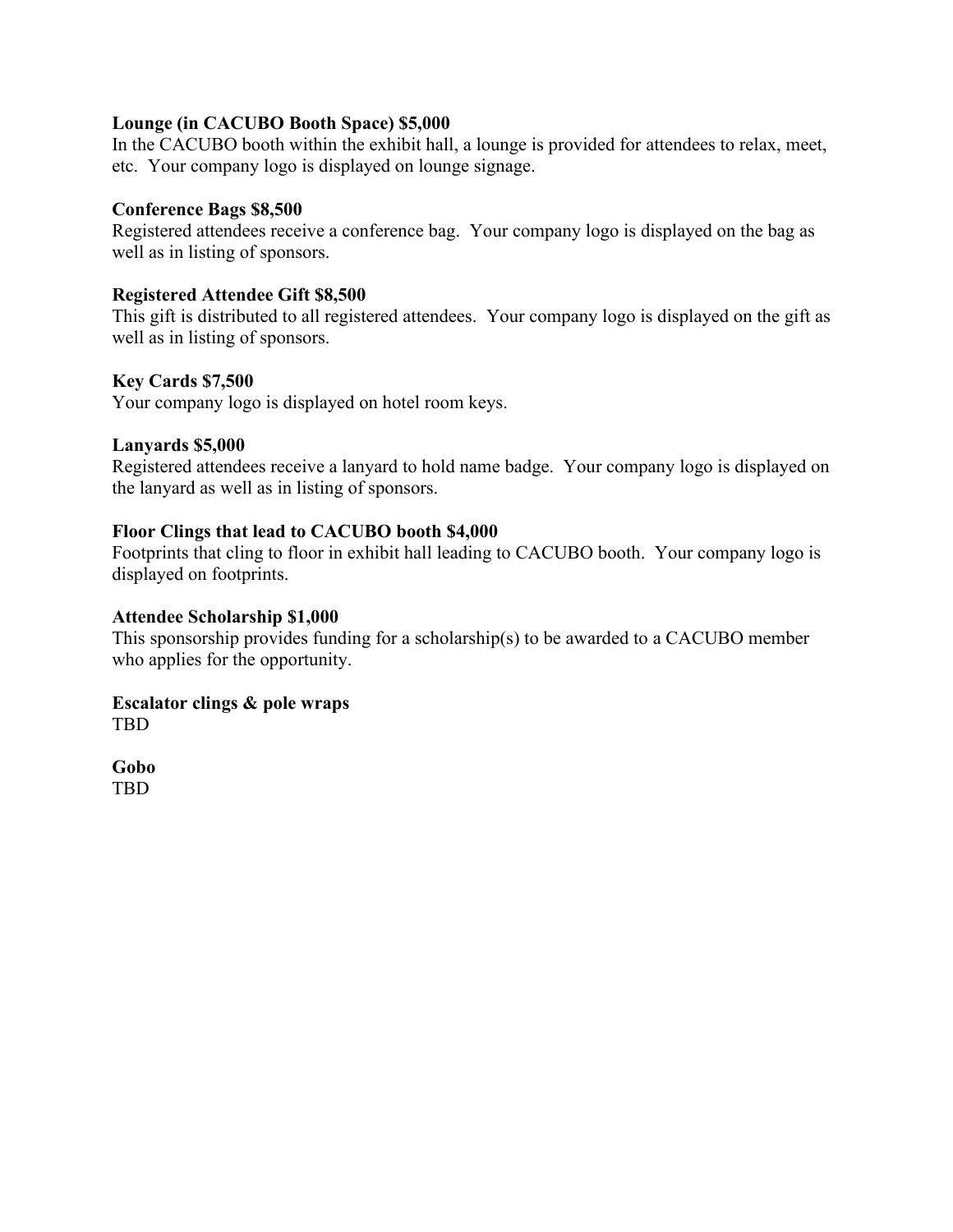**Lounge (in CACUBO Booth Space) $5,000**
In the CACUBO booth within the exhibit hall, a lounge is provided for attendees to relax, meet, etc.  Your company logo is displayed on lounge signage.

**Conference Bags $8,500**
Registered attendees receive a conference bag.  Your company logo is displayed on the bag as well as in listing of sponsors.

**Registered Attendee Gift $8,500**
This gift is distributed to all registered attendees.  Your company logo is displayed on the gift as well as in listing of sponsors.

**Key Cards $7,500**
Your company logo is displayed on hotel room keys.

**Lanyards $5,000**
Registered attendees receive a lanyard to hold name badge.  Your company logo is displayed on the lanyard as well as in listing of sponsors.

**Floor Clings that lead to CACUBO booth $4,000**
Footprints that cling to floor in exhibit hall leading to CACUBO booth.  Your company logo is displayed on footprints.

**Attendee Scholarship $1,000**
This sponsorship provides funding for a scholarship(s) to be awarded to a CACUBO member who applies for the opportunity.

**Escalator clings & pole wraps**
TBD

**Gobo**
TBD